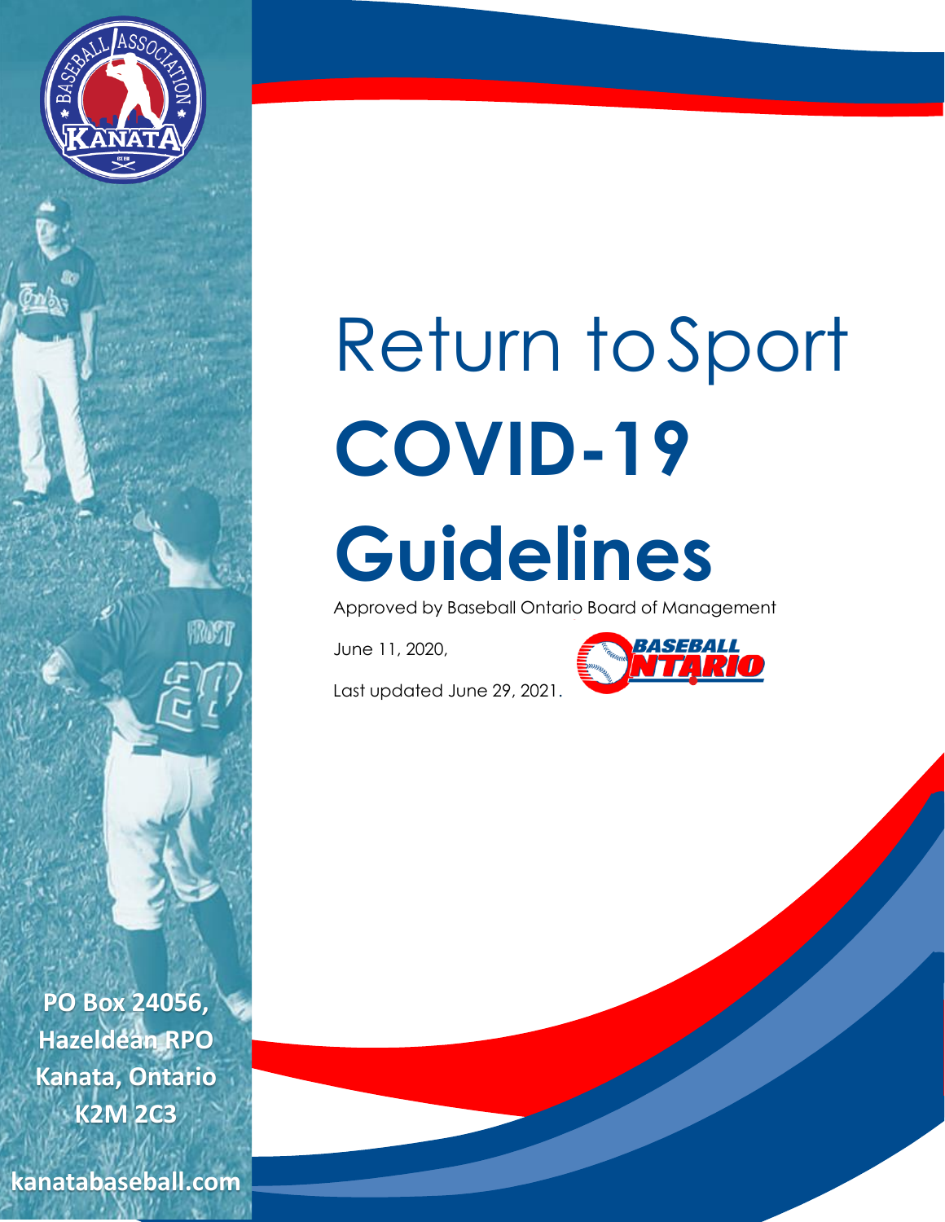# Return to Sport COVID-19 Guidelines

Approved by Baseball Ontario Board of Management

June 11, 2020,

Last updated June 29, 2021.

**PO Box 24056, Hazeldean RPO Kanata, Ontario K2M 2C3**

**kanatabaseball.com**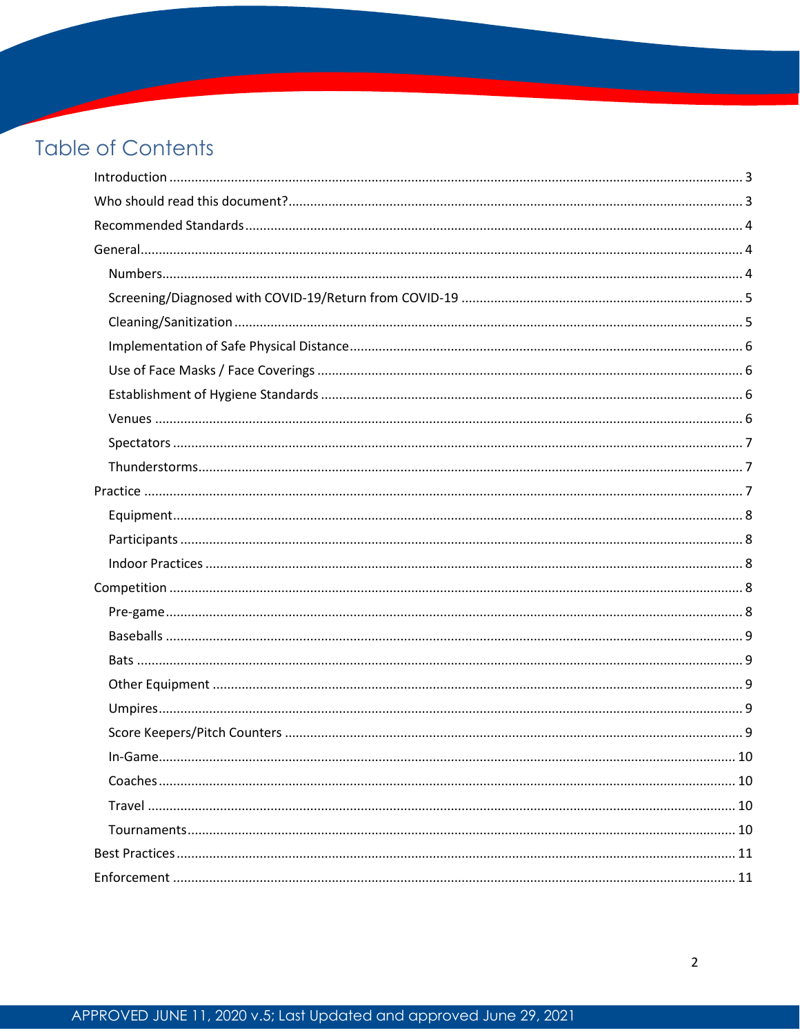# Table of Contents

- Introduction ... 3
- Who should read this document? ... 3
- Recommended Standards ... 4
- General ... 4
  - Numbers ... 4
  - Screening/Diagnosed with COVID-19/Return from COVID-19 ... 5
  - Cleaning/Sanitization ... 5
  - Implementation of Safe Physical Distance ... 6
  - Use of Face Masks / Face Coverings ... 6
  - Establishment of Hygiene Standards ... 6
  - Venues ... 6
  - Spectators ... 7
  - Thunderstorms ... 7
- Practice ... 7
  - Equipment ... 8
  - Participants ... 8
  - Indoor Practices ... 8
- Competition ... 8
  - Pre-game ... 8
  - Baseballs ... 9
  - Bats ... 9
  - Other Equipment ... 9
  - Umpires ... 9
  - Score Keepers/Pitch Counters ... 9
  - In-Game ... 10
  - Coaches ... 10
  - Travel ... 10
  - Tournaments ... 10
- Best Practices ... 11
- Enforcement ... 11

APPROVED JUNE 11, 2020 v.5; Last Updated and approved June 29, 2021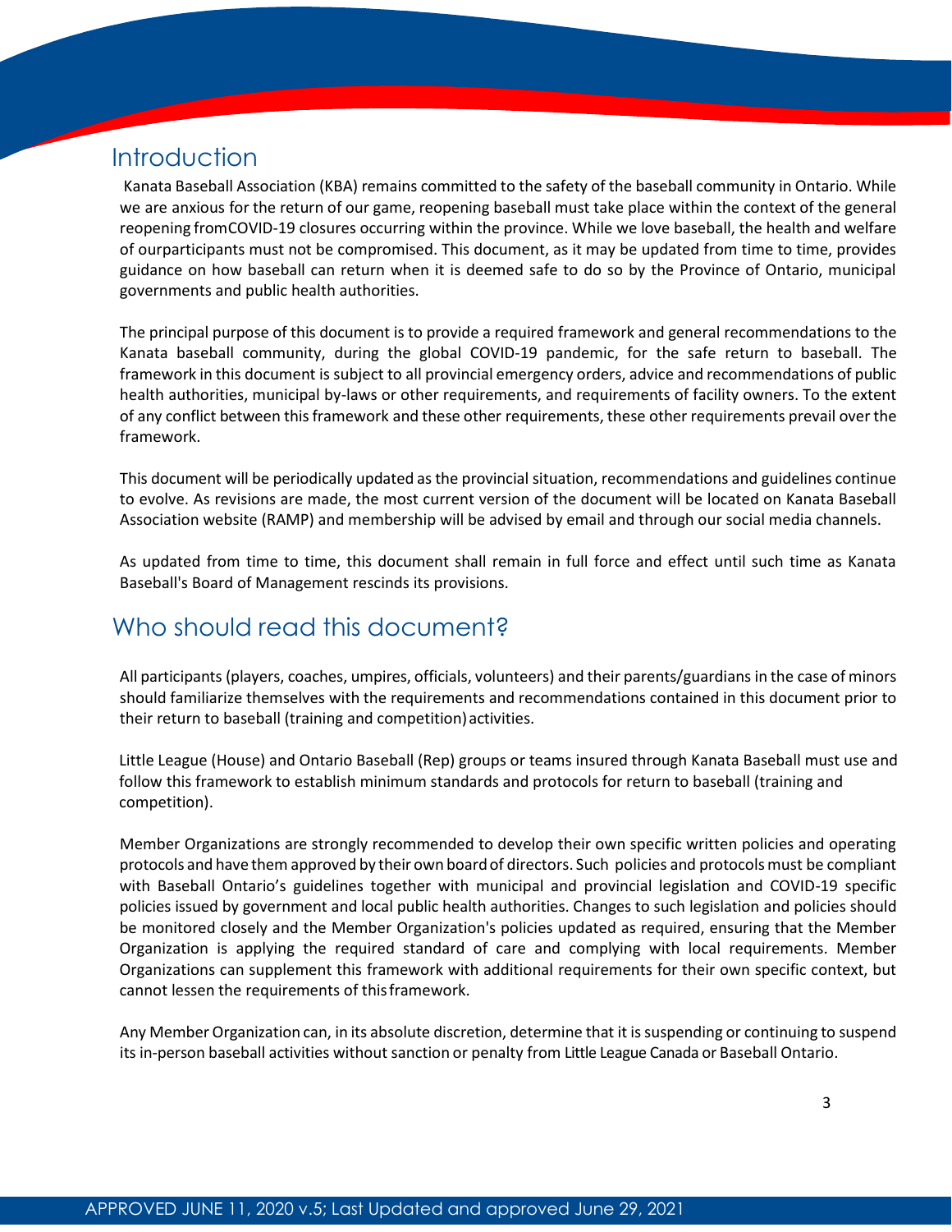## Introduction

Kanata Baseball Association (KBA) remains committed to the safety of the baseball community in Ontario. While we are anxious for the return of our game, reopening baseball must take place within the context of the general reopening fromCOVID-19 closures occurring within the province. While we love baseball, the health and welfare of ourparticipants must not be compromised. This document, as it may be updated from time to time, provides guidance on how baseball can return when it is deemed safe to do so by the Province of Ontario, municipal governments and public health authorities.

The principal purpose of this document is to provide a required framework and general recommendations to the Kanata baseball community, during the global COVID-19 pandemic, for the safe return to baseball. The framework in this document is subject to all provincial emergency orders, advice and recommendations of public health authorities, municipal by-laws or other requirements, and requirements of facility owners. To the extent of any conflict between this framework and these other requirements, these other requirements prevail over the framework.

This document will be periodically updated as the provincial situation, recommendations and guidelines continue to evolve. As revisions are made, the most current version of the document will be located on Kanata Baseball Association website (RAMP) and membership will be advised by email and through our social media channels.

As updated from time to time, this document shall remain in full force and effect until such time as Kanata Baseball's Board of Management rescinds its provisions.

## Who should read this document?

All participants (players, coaches, umpires, officials, volunteers) and their parents/guardians in the case of minors should familiarize themselves with the requirements and recommendations contained in this document prior to their return to baseball (training and competition) activities.

Little League (House) and Ontario Baseball (Rep) groups or teams insured through Kanata Baseball must use and follow this framework to establish minimum standards and protocols for return to baseball (training and competition).

Member Organizations are strongly recommended to develop their own specific written policies and operating protocols and have them approved by their own board of directors. Such policies and protocols must be compliant with Baseball Ontario's guidelines together with municipal and provincial legislation and COVID-19 specific policies issued by government and local public health authorities. Changes to such legislation and policies should be monitored closely and the Member Organization's policies updated as required, ensuring that the Member Organization is applying the required standard of care and complying with local requirements. Member Organizations can supplement this framework with additional requirements for their own specific context, but cannot lessen the requirements of this framework.

Any Member Organization can, in its absolute discretion, determine that it is suspending or continuing to suspend its in-person baseball activities without sanction or penalty from Little League Canada or Baseball Ontario.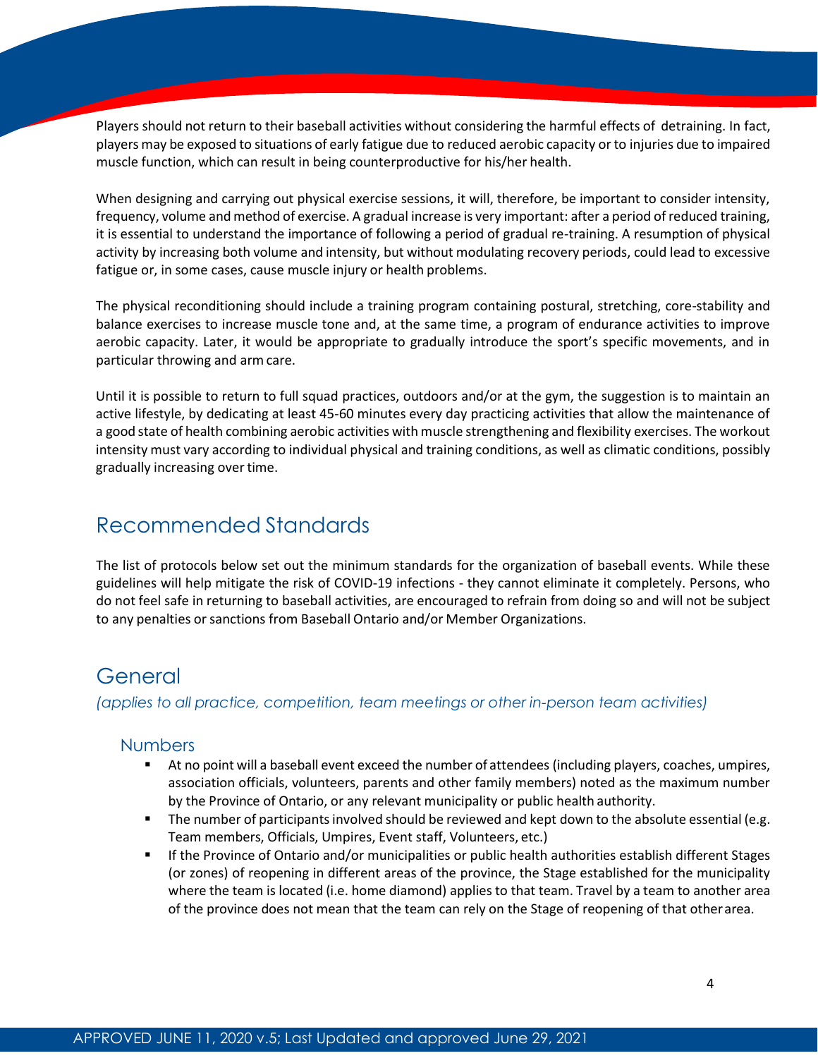Players should not return to their baseball activities without considering the harmful effects of detraining. In fact, players may be exposed to situations of early fatigue due to reduced aerobic capacity or to injuries due to impaired muscle function, which can result in being counterproductive for his/her health.

When designing and carrying out physical exercise sessions, it will, therefore, be important to consider intensity, frequency, volume and method of exercise. A gradual increase is very important: after a period of reduced training, it is essential to understand the importance of following a period of gradual re-training. A resumption of physical activity by increasing both volume and intensity, but without modulating recovery periods, could lead to excessive fatigue or, in some cases, cause muscle injury or health problems.

The physical reconditioning should include a training program containing postural, stretching, core-stability and balance exercises to increase muscle tone and, at the same time, a program of endurance activities to improve aerobic capacity. Later, it would be appropriate to gradually introduce the sport's specific movements, and in particular throwing and arm care.

Until it is possible to return to full squad practices, outdoors and/or at the gym, the suggestion is to maintain an active lifestyle, by dedicating at least 45-60 minutes every day practicing activities that allow the maintenance of a good state of health combining aerobic activities with muscle strengthening and flexibility exercises. The workout intensity must vary according to individual physical and training conditions, as well as climatic conditions, possibly gradually increasing over time.

## Recommended Standards

The list of protocols below set out the minimum standards for the organization of baseball events. While these guidelines will help mitigate the risk of COVID-19 infections - they cannot eliminate it completely. Persons, who do not feel safe in returning to baseball activities, are encouraged to refrain from doing so and will not be subject to any penalties or sanctions from Baseball Ontario and/or Member Organizations.

## General

*(applies to all practice, competition, team meetings or other in-person team activities)*

### Numbers

- At no point will a baseball event exceed the number of attendees (including players, coaches, umpires, association officials, volunteers, parents and other family members) noted as the maximum number by the Province of Ontario, or any relevant municipality or public health authority.
- The number of participants involved should be reviewed and kept down to the absolute essential (e.g. Team members, Officials, Umpires, Event staff, Volunteers, etc.)
- If the Province of Ontario and/or municipalities or public health authorities establish different Stages (or zones) of reopening in different areas of the province, the Stage established for the municipality where the team is located (i.e. home diamond) applies to that team. Travel by a team to another area of the province does not mean that the team can rely on the Stage of reopening of that other area.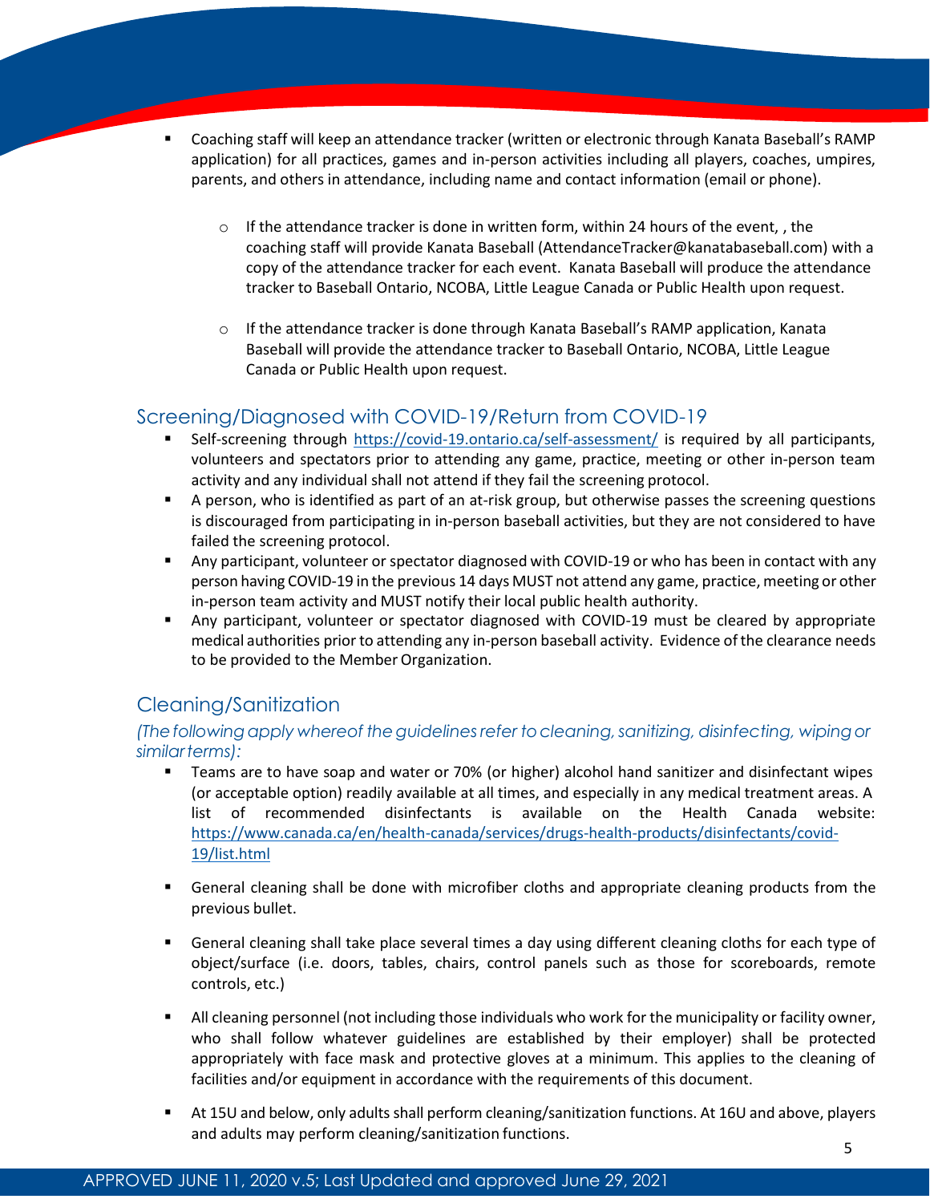- Coaching staff will keep an attendance tracker (written or electronic through Kanata Baseball's RAMP application) for all practices, games and in-person activities including all players, coaches, umpires, parents, and others in attendance, including name and contact information (email or phone).
    - If the attendance tracker is done in written form, within 24 hours of the event, , the coaching staff will provide Kanata Baseball (AttendanceTracker@kanatabaseball.com) with a copy of the attendance tracker for each event. Kanata Baseball will produce the attendance tracker to Baseball Ontario, NCOBA, Little League Canada or Public Health upon request.
    - If the attendance tracker is done through Kanata Baseball's RAMP application, Kanata Baseball will provide the attendance tracker to Baseball Ontario, NCOBA, Little League Canada or Public Health upon request.

## Screening/Diagnosed with COVID-19/Return from COVID-19

- Self-screening through https://covid-19.ontario.ca/self-assessment/ is required by all participants, volunteers and spectators prior to attending any game, practice, meeting or other in-person team activity and any individual shall not attend if they fail the screening protocol.
- A person, who is identified as part of an at-risk group, but otherwise passes the screening questions is discouraged from participating in in-person baseball activities, but they are not considered to have failed the screening protocol.
- Any participant, volunteer or spectator diagnosed with COVID-19 or who has been in contact with any person having COVID-19 in the previous 14 days MUST not attend any game, practice, meeting or other in-person team activity and MUST notify their local public health authority.
- Any participant, volunteer or spectator diagnosed with COVID-19 must be cleared by appropriate medical authorities prior to attending any in-person baseball activity. Evidence of the clearance needs to be provided to the Member Organization.

## Cleaning/Sanitization

*(The following apply whereof the guidelines refer to cleaning, sanitizing, disinfecting, wiping or similar terms):*

- Teams are to have soap and water or 70% (or higher) alcohol hand sanitizer and disinfectant wipes (or acceptable option) readily available at all times, and especially in any medical treatment areas. A list of recommended disinfectants is available on the Health Canada website: https://www.canada.ca/en/health-canada/services/drugs-health-products/disinfectants/covid-19/list.html
- General cleaning shall be done with microfiber cloths and appropriate cleaning products from the previous bullet.
- General cleaning shall take place several times a day using different cleaning cloths for each type of object/surface (i.e. doors, tables, chairs, control panels such as those for scoreboards, remote controls, etc.)
- All cleaning personnel (not including those individuals who work for the municipality or facility owner, who shall follow whatever guidelines are established by their employer) shall be protected appropriately with face mask and protective gloves at a minimum. This applies to the cleaning of facilities and/or equipment in accordance with the requirements of this document.
- At 15U and below, only adults shall perform cleaning/sanitization functions. At 16U and above, players and adults may perform cleaning/sanitization functions.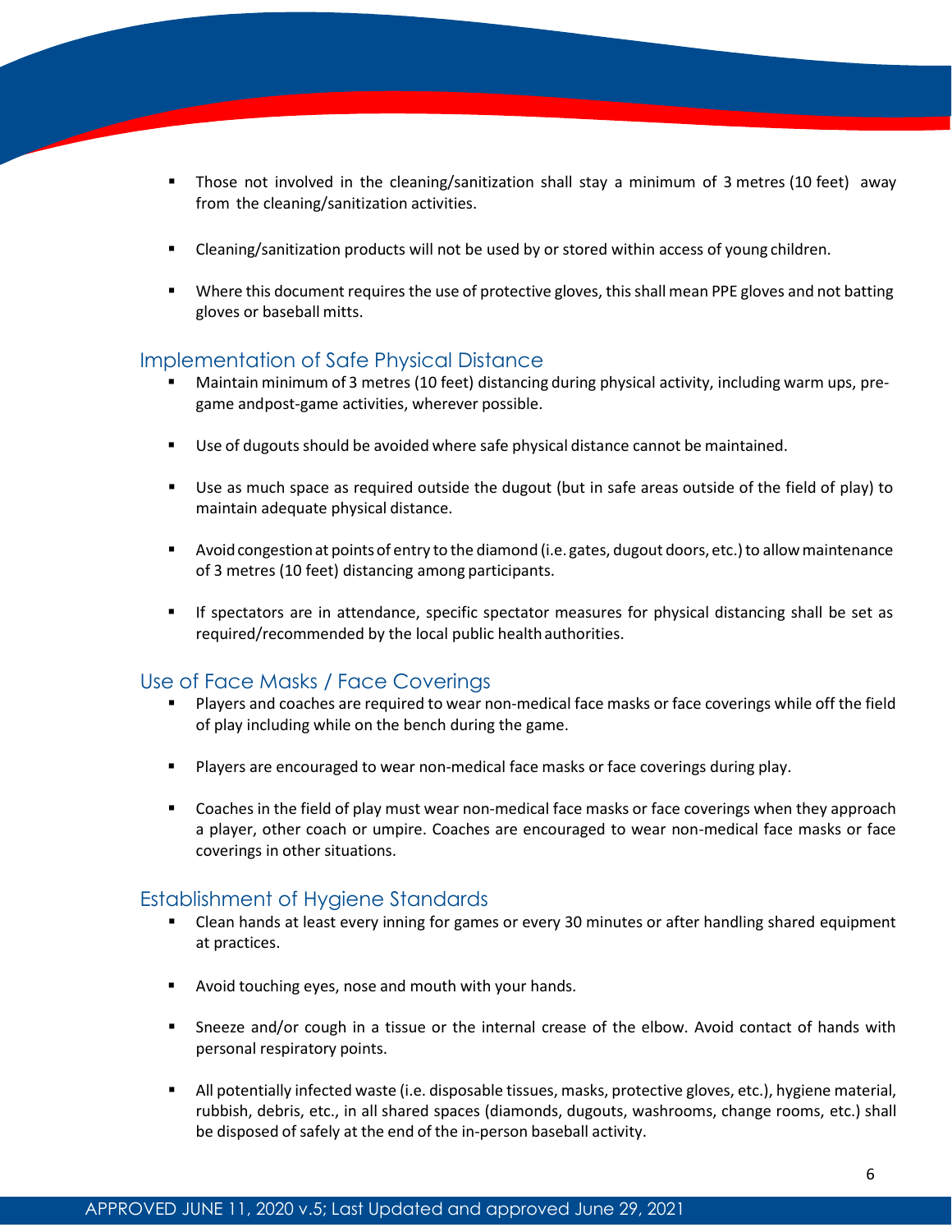- Those not involved in the cleaning/sanitization shall stay a minimum of 3 metres (10 feet) away from the cleaning/sanitization activities.

- Cleaning/sanitization products will not be used by or stored within access of young children.

- Where this document requires the use of protective gloves, this shall mean PPE gloves and not batting gloves or baseball mitts.

## Implementation of Safe Physical Distance

- Maintain minimum of 3 metres (10 feet) distancing during physical activity, including warm ups, pre-game andpost-game activities, wherever possible.

- Use of dugouts should be avoided where safe physical distance cannot be maintained.

- Use as much space as required outside the dugout (but in safe areas outside of the field of play) to maintain adequate physical distance.

- Avoid congestion at points of entry to the diamond (i.e. gates, dugout doors, etc.) to allow maintenance of 3 metres (10 feet) distancing among participants.

- If spectators are in attendance, specific spectator measures for physical distancing shall be set as required/recommended by the local public health authorities.

## Use of Face Masks / Face Coverings

- Players and coaches are required to wear non-medical face masks or face coverings while off the field of play including while on the bench during the game.

- Players are encouraged to wear non-medical face masks or face coverings during play.

- Coaches in the field of play must wear non-medical face masks or face coverings when they approach a player, other coach or umpire. Coaches are encouraged to wear non-medical face masks or face coverings in other situations.

## Establishment of Hygiene Standards

- Clean hands at least every inning for games or every 30 minutes or after handling shared equipment at practices.

- Avoid touching eyes, nose and mouth with your hands.

- Sneeze and/or cough in a tissue or the internal crease of the elbow. Avoid contact of hands with personal respiratory points.

- All potentially infected waste (i.e. disposable tissues, masks, protective gloves, etc.), hygiene material, rubbish, debris, etc., in all shared spaces (diamonds, dugouts, washrooms, change rooms, etc.) shall be disposed of safely at the end of the in-person baseball activity.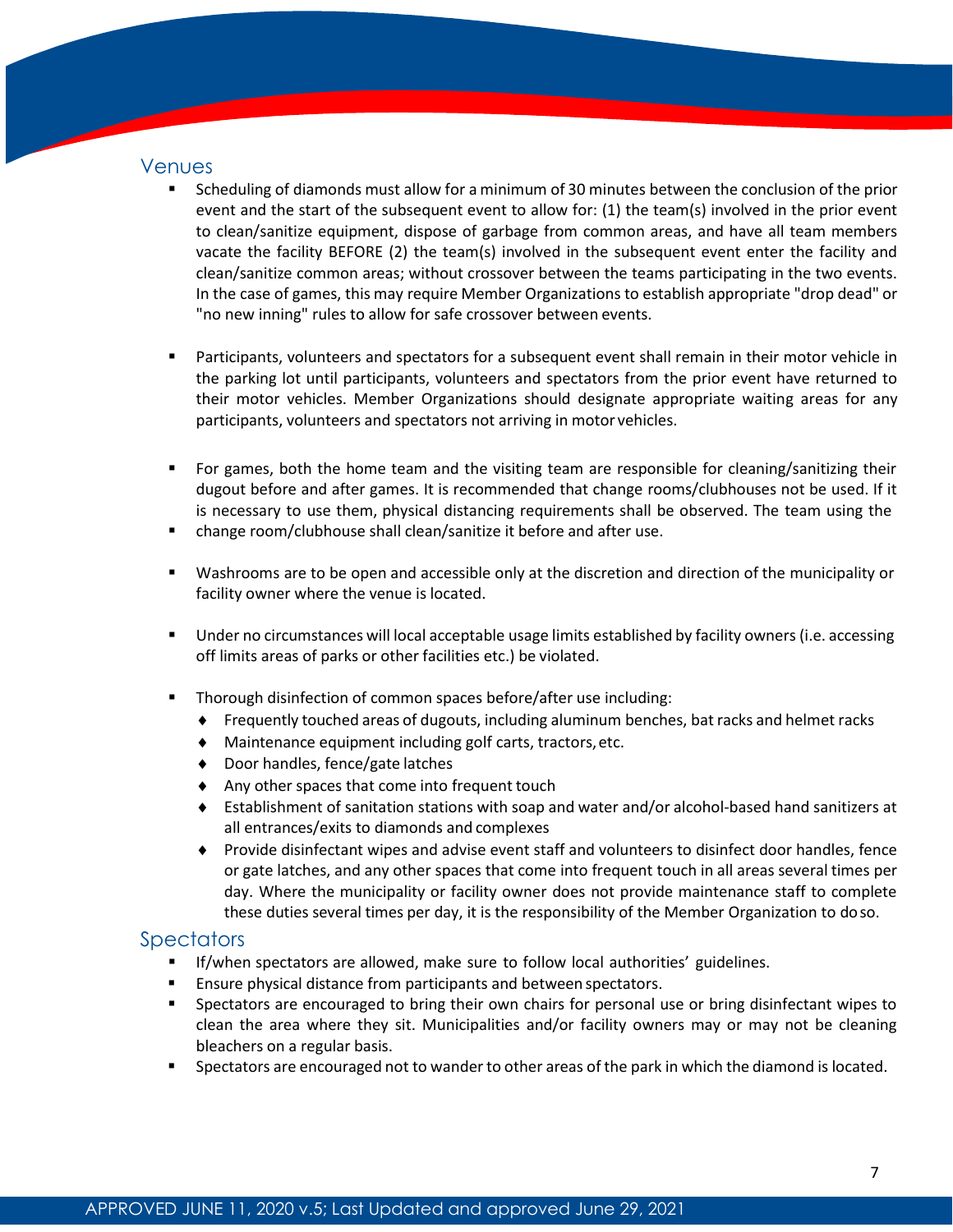## Venues

- Scheduling of diamonds must allow for a minimum of 30 minutes between the conclusion of the prior event and the start of the subsequent event to allow for: (1) the team(s) involved in the prior event to clean/sanitize equipment, dispose of garbage from common areas, and have all team members vacate the facility BEFORE (2) the team(s) involved in the subsequent event enter the facility and clean/sanitize common areas; without crossover between the teams participating in the two events. In the case of games, this may require Member Organizations to establish appropriate "drop dead" or "no new inning" rules to allow for safe crossover between events.

- Participants, volunteers and spectators for a subsequent event shall remain in their motor vehicle in the parking lot until participants, volunteers and spectators from the prior event have returned to their motor vehicles. Member Organizations should designate appropriate waiting areas for any participants, volunteers and spectators not arriving in motor vehicles.

- For games, both the home team and the visiting team are responsible for cleaning/sanitizing their dugout before and after games. It is recommended that change rooms/clubhouses not be used. If it is necessary to use them, physical distancing requirements shall be observed. The team using the
- change room/clubhouse shall clean/sanitize it before and after use.

- Washrooms are to be open and accessible only at the discretion and direction of the municipality or facility owner where the venue is located.

- Under no circumstances will local acceptable usage limits established by facility owners (i.e. accessing off limits areas of parks or other facilities etc.) be violated.

- Thorough disinfection of common spaces before/after use including:
  - Frequently touched areas of dugouts, including aluminum benches, bat racks and helmet racks
  - Maintenance equipment including golf carts, tractors, etc.
  - Door handles, fence/gate latches
  - Any other spaces that come into frequent touch
  - Establishment of sanitation stations with soap and water and/or alcohol-based hand sanitizers at all entrances/exits to diamonds and complexes
  - Provide disinfectant wipes and advise event staff and volunteers to disinfect door handles, fence or gate latches, and any other spaces that come into frequent touch in all areas several times per day. Where the municipality or facility owner does not provide maintenance staff to complete these duties several times per day, it is the responsibility of the Member Organization to do so.

## Spectators

- If/when spectators are allowed, make sure to follow local authorities' guidelines.
- Ensure physical distance from participants and between spectators.
- Spectators are encouraged to bring their own chairs for personal use or bring disinfectant wipes to clean the area where they sit. Municipalities and/or facility owners may or may not be cleaning bleachers on a regular basis.
- Spectators are encouraged not to wander to other areas of the park in which the diamond is located.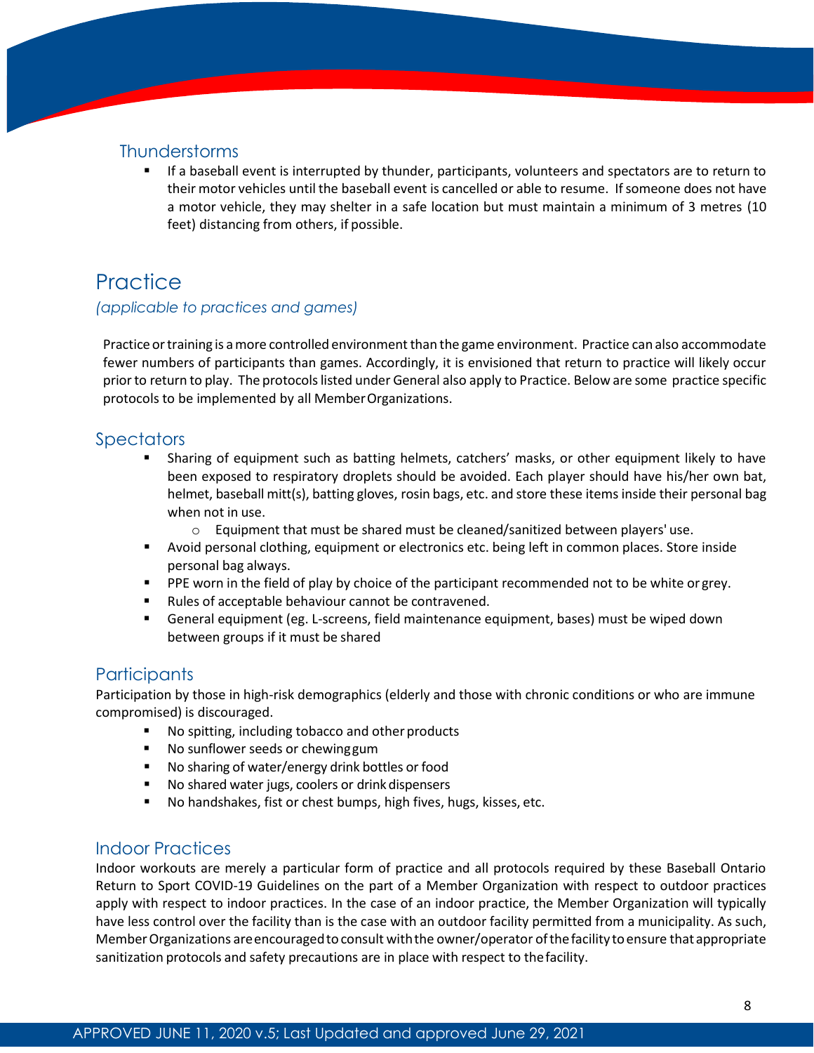### Thunderstorms

- If a baseball event is interrupted by thunder, participants, volunteers and spectators are to return to their motor vehicles until the baseball event is cancelled or able to resume. If someone does not have a motor vehicle, they may shelter in a safe location but must maintain a minimum of 3 metres (10 feet) distancing from others, if possible.

## Practice

*(applicable to practices and games)*

Practice or training is a more controlled environment than the game environment. Practice can also accommodate fewer numbers of participants than games. Accordingly, it is envisioned that return to practice will likely occur prior to return to play. The protocols listed under General also apply to Practice. Below are some practice specific protocols to be implemented by all Member Organizations.

### Spectators

- Sharing of equipment such as batting helmets, catchers' masks, or other equipment likely to have been exposed to respiratory droplets should be avoided. Each player should have his/her own bat, helmet, baseball mitt(s), batting gloves, rosin bags, etc. and store these items inside their personal bag when not in use.
  - Equipment that must be shared must be cleaned/sanitized between players' use.
- Avoid personal clothing, equipment or electronics etc. being left in common places. Store inside personal bag always.
- PPE worn in the field of play by choice of the participant recommended not to be white or grey.
- Rules of acceptable behaviour cannot be contravened.
- General equipment (eg. L-screens, field maintenance equipment, bases) must be wiped down between groups if it must be shared

### Participants

Participation by those in high-risk demographics (elderly and those with chronic conditions or who are immune compromised) is discouraged.

- No spitting, including tobacco and other products
- No sunflower seeds or chewing gum
- No sharing of water/energy drink bottles or food
- No shared water jugs, coolers or drink dispensers
- No handshakes, fist or chest bumps, high fives, hugs, kisses, etc.

### Indoor Practices

Indoor workouts are merely a particular form of practice and all protocols required by these Baseball Ontario Return to Sport COVID-19 Guidelines on the part of a Member Organization with respect to outdoor practices apply with respect to indoor practices. In the case of an indoor practice, the Member Organization will typically have less control over the facility than is the case with an outdoor facility permitted from a municipality. As such, Member Organizations are encouraged to consult with the owner/operator of the facility to ensure that appropriate sanitization protocols and safety precautions are in place with respect to the facility.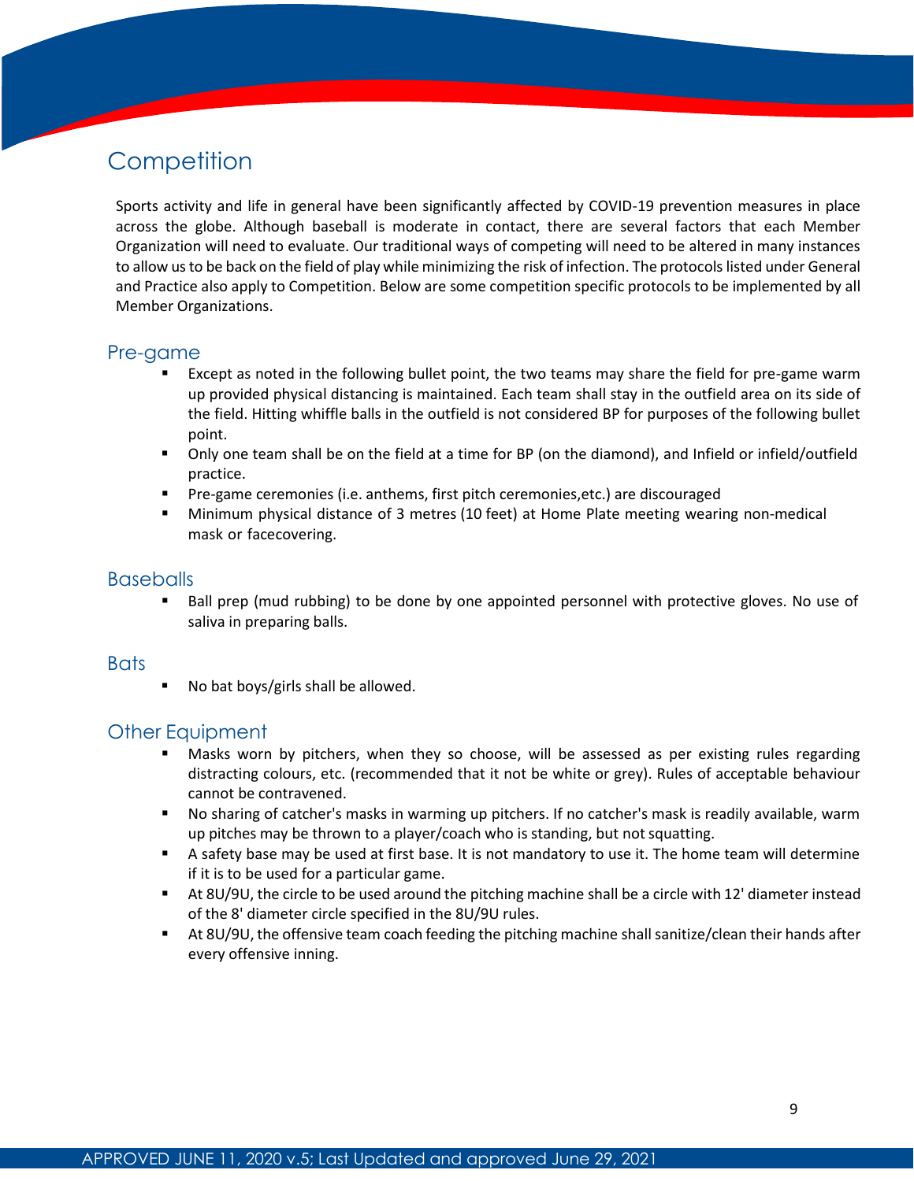## Competition

Sports activity and life in general have been significantly affected by COVID-19 prevention measures in place across the globe. Although baseball is moderate in contact, there are several factors that each Member Organization will need to evaluate. Our traditional ways of competing will need to be altered in many instances to allow us to be back on the field of play while minimizing the risk of infection. The protocols listed under General and Practice also apply to Competition. Below are some competition specific protocols to be implemented by all Member Organizations.

### Pre-game

- Except as noted in the following bullet point, the two teams may share the field for pre-game warm up provided physical distancing is maintained. Each team shall stay in the outfield area on its side of the field. Hitting whiffle balls in the outfield is not considered BP for purposes of the following bullet point.
- Only one team shall be on the field at a time for BP (on the diamond), and Infield or infield/outfield practice.
- Pre-game ceremonies (i.e. anthems, first pitch ceremonies,etc.) are discouraged
- Minimum physical distance of 3 metres (10 feet) at Home Plate meeting wearing non-medical mask or facecovering.

### Baseballs

- Ball prep (mud rubbing) to be done by one appointed personnel with protective gloves. No use of saliva in preparing balls.

### Bats

- No bat boys/girls shall be allowed.

### Other Equipment

- Masks worn by pitchers, when they so choose, will be assessed as per existing rules regarding distracting colours, etc. (recommended that it not be white or grey). Rules of acceptable behaviour cannot be contravened.
- No sharing of catcher's masks in warming up pitchers. If no catcher's mask is readily available, warm up pitches may be thrown to a player/coach who is standing, but not squatting.
- A safety base may be used at first base. It is not mandatory to use it. The home team will determine if it is to be used for a particular game.
- At 8U/9U, the circle to be used around the pitching machine shall be a circle with 12' diameter instead of the 8' diameter circle specified in the 8U/9U rules.
- At 8U/9U, the offensive team coach feeding the pitching machine shall sanitize/clean their hands after every offensive inning.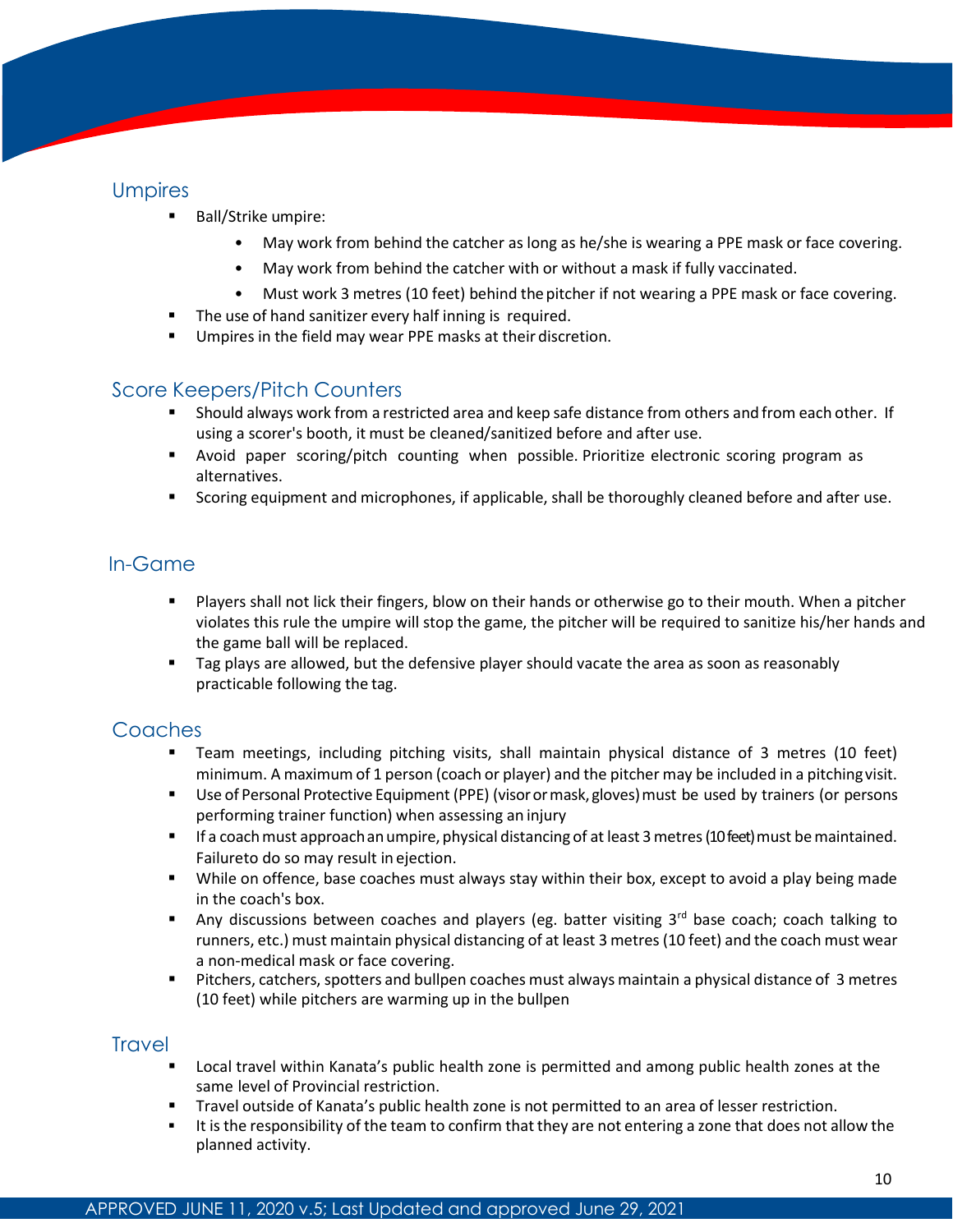## Umpires

- Ball/Strike umpire:
  - May work from behind the catcher as long as he/she is wearing a PPE mask or face covering.
  - May work from behind the catcher with or without a mask if fully vaccinated.
  - Must work 3 metres (10 feet) behind the pitcher if not wearing a PPE mask or face covering.
- The use of hand sanitizer every half inning is required.
- Umpires in the field may wear PPE masks at their discretion.

## Score Keepers/Pitch Counters

- Should always work from a restricted area and keep safe distance from others and from each other. If using a scorer's booth, it must be cleaned/sanitized before and after use.
- Avoid paper scoring/pitch counting when possible. Prioritize electronic scoring program as alternatives.
- Scoring equipment and microphones, if applicable, shall be thoroughly cleaned before and after use.

## In-Game

- Players shall not lick their fingers, blow on their hands or otherwise go to their mouth. When a pitcher violates this rule the umpire will stop the game, the pitcher will be required to sanitize his/her hands and the game ball will be replaced.
- Tag plays are allowed, but the defensive player should vacate the area as soon as reasonably practicable following the tag.

## Coaches

- Team meetings, including pitching visits, shall maintain physical distance of 3 metres (10 feet) minimum. A maximum of 1 person (coach or player) and the pitcher may be included in a pitching visit.
- Use of Personal Protective Equipment (PPE) (visor or mask, gloves) must be used by trainers (or persons performing trainer function) when assessing an injury
- If a coach must approach an umpire, physical distancing of at least 3 metres (10 feet) must be maintained. Failureto do so may result in ejection.
- While on offence, base coaches must always stay within their box, except to avoid a play being made in the coach's box.
- Any discussions between coaches and players (eg. batter visiting 3rd base coach; coach talking to runners, etc.) must maintain physical distancing of at least 3 metres (10 feet) and the coach must wear a non-medical mask or face covering.
- Pitchers, catchers, spotters and bullpen coaches must always maintain a physical distance of 3 metres (10 feet) while pitchers are warming up in the bullpen

## Travel

- Local travel within Kanata's public health zone is permitted and among public health zones at the same level of Provincial restriction.
- Travel outside of Kanata's public health zone is not permitted to an area of lesser restriction.
- It is the responsibility of the team to confirm that they are not entering a zone that does not allow the planned activity.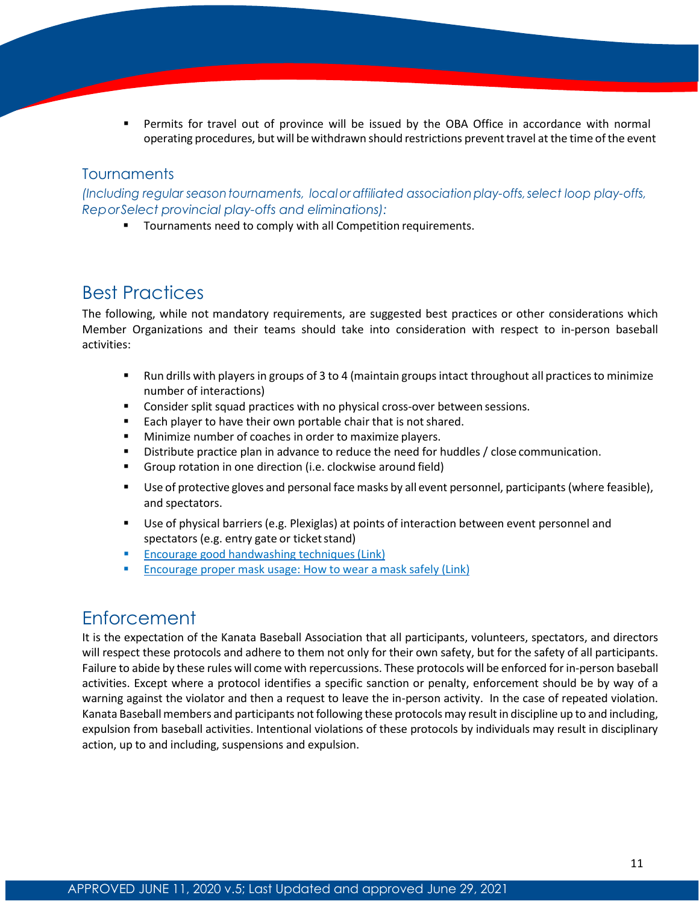- Permits for travel out of province will be issued by the OBA Office in accordance with normal operating procedures, but will be withdrawn should restrictions prevent travel at the time of the event

### Tournaments

*(Including regular season tournaments, local or affiliated association play-offs, select loop play-offs, Rep or Select provincial play-offs and eliminations):*

- Tournaments need to comply with all Competition requirements.

## Best Practices

The following, while not mandatory requirements, are suggested best practices or other considerations which Member Organizations and their teams should take into consideration with respect to in-person baseball activities:

- Run drills with players in groups of 3 to 4 (maintain groups intact throughout all practices to minimize number of interactions)
- Consider split squad practices with no physical cross-over between sessions.
- Each player to have their own portable chair that is not shared.
- Minimize number of coaches in order to maximize players.
- Distribute practice plan in advance to reduce the need for huddles / close communication.
- Group rotation in one direction (i.e. clockwise around field)
- Use of protective gloves and personal face masks by all event personnel, participants (where feasible), and spectators.
- Use of physical barriers (e.g. Plexiglas) at points of interaction between event personnel and spectators (e.g. entry gate or ticket stand)
- Encourage good handwashing techniques (Link)
- Encourage proper mask usage: How to wear a mask safely (Link)

## Enforcement

It is the expectation of the Kanata Baseball Association that all participants, volunteers, spectators, and directors will respect these protocols and adhere to them not only for their own safety, but for the safety of all participants. Failure to abide by these rules will come with repercussions. These protocols will be enforced for in-person baseball activities. Except where a protocol identifies a specific sanction or penalty, enforcement should be by way of a warning against the violator and then a request to leave the in-person activity. In the case of repeated violation. Kanata Baseball members and participants not following these protocols may result in discipline up to and including, expulsion from baseball activities. Intentional violations of these protocols by individuals may result in disciplinary action, up to and including, suspensions and expulsion.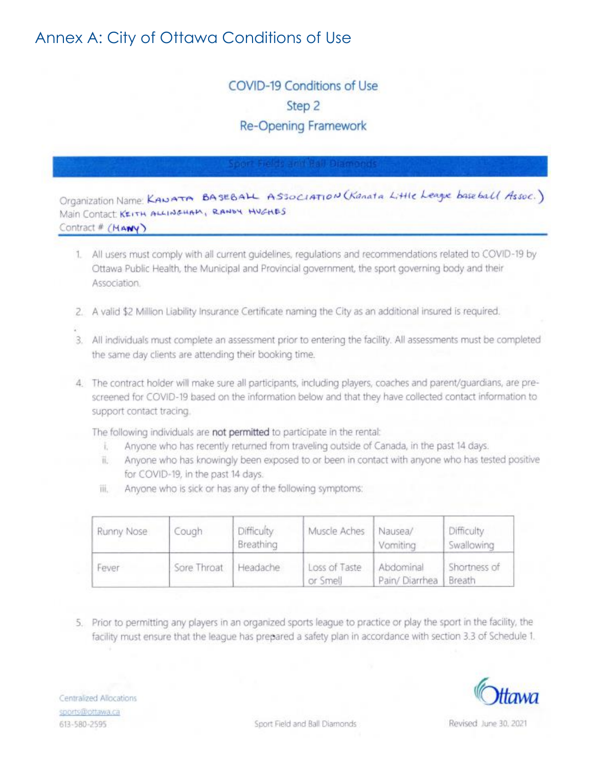# Annex A: City of Ottawa Conditions of Use

## COVID-19 Conditions of Use
## Step 2
## Re-Opening Framework

**Sport Fields and Ball Diamonds**

Organization Name: KANATA BASEBALL ASSOCIATION (Kanata Little League baseball Assoc.)
Main Contact: KEITH ALLINGHAM, RANDY HUGHES
Contract # (MANY)

1. All users must comply with all current guidelines, regulations and recommendations related to COVID-19 by Ottawa Public Health, the Municipal and Provincial government, the sport governing body and their Association.

2. A valid $2 Million Liability Insurance Certificate naming the City as an additional insured is required.

3. All individuals must complete an assessment prior to entering the facility. All assessments must be completed the same day clients are attending their booking time.

4. The contract holder will make sure all participants, including players, coaches and parent/guardians, are pre-screened for COVID-19 based on the information below and that they have collected contact information to support contact tracing.

   The following individuals are **not permitted** to participate in the rental:

   i. Anyone who has recently returned from traveling outside of Canada, in the past 14 days.
   ii. Anyone who has knowingly been exposed to or been in contact with anyone who has tested positive for COVID-19, in the past 14 days.
   iii. Anyone who is sick or has any of the following symptoms:

| Runny Nose | Cough | Difficulty Breathing | Muscle Aches | Nausea/ Vomiting | Difficulty Swallowing |
|---|---|---|---|---|---|
| Fever | Sore Throat | Headache | Loss of Taste or Smell | Abdominal Pain/ Diarrhea | Shortness of Breath |

5. Prior to permitting any players in an organized sports league to practice or play the sport in the facility, the facility must ensure that the league has prepared a safety plan in accordance with section 3.3 of Schedule 1.

Centralized Allocations
sports@ottawa.ca
613-580-2595

Sport Field and Ball Diamonds

Revised June 30, 2021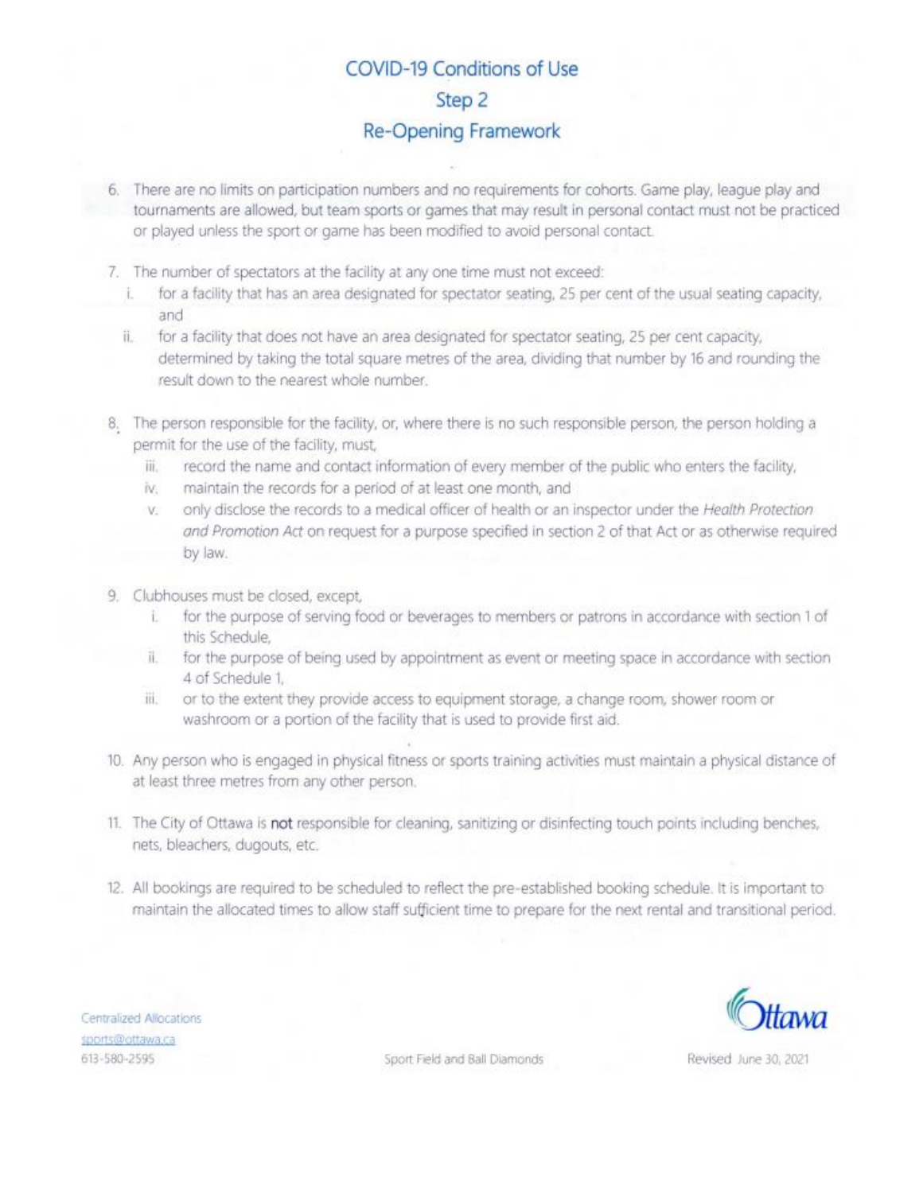# COVID-19 Conditions of Use

## Step 2

## Re-Opening Framework

6. There are no limits on participation numbers and no requirements for cohorts. Game play, league play and tournaments are allowed, but team sports or games that may result in personal contact must not be practiced or played unless the sport or game has been modified to avoid personal contact.

7. The number of spectators at the facility at any one time must not exceed:
   i. for a facility that has an area designated for spectator seating, 25 per cent of the usual seating capacity, and
   ii. for a facility that does not have an area designated for spectator seating, 25 per cent capacity, determined by taking the total square metres of the area, dividing that number by 16 and rounding the result down to the nearest whole number.

8. The person responsible for the facility, or, where there is no such responsible person, the person holding a permit for the use of the facility, must,
   iii. record the name and contact information of every member of the public who enters the facility,
   iv. maintain the records for a period of at least one month, and
   v. only disclose the records to a medical officer of health or an inspector under the *Health Protection and Promotion Act* on request for a purpose specified in section 2 of that Act or as otherwise required by law.

9. Clubhouses must be closed, except,
   i. for the purpose of serving food or beverages to members or patrons in accordance with section 1 of this Schedule,
   ii. for the purpose of being used by appointment as event or meeting space in accordance with section 4 of Schedule 1,
   iii. or to the extent they provide access to equipment storage, a change room, shower room or washroom or a portion of the facility that is used to provide first aid.

10. Any person who is engaged in physical fitness or sports training activities must maintain a physical distance of at least three metres from any other person.

11. The City of Ottawa is **not** responsible for cleaning, sanitizing or disinfecting touch points including benches, nets, bleachers, dugouts, etc.

12. All bookings are required to be scheduled to reflect the pre-established booking schedule. It is important to maintain the allocated times to allow staff sufficient time to prepare for the next rental and transitional period.

Centralized Allocations
sports@ottawa.ca
613-580-2595

Sport Field and Ball Diamonds

Revised June 30, 2021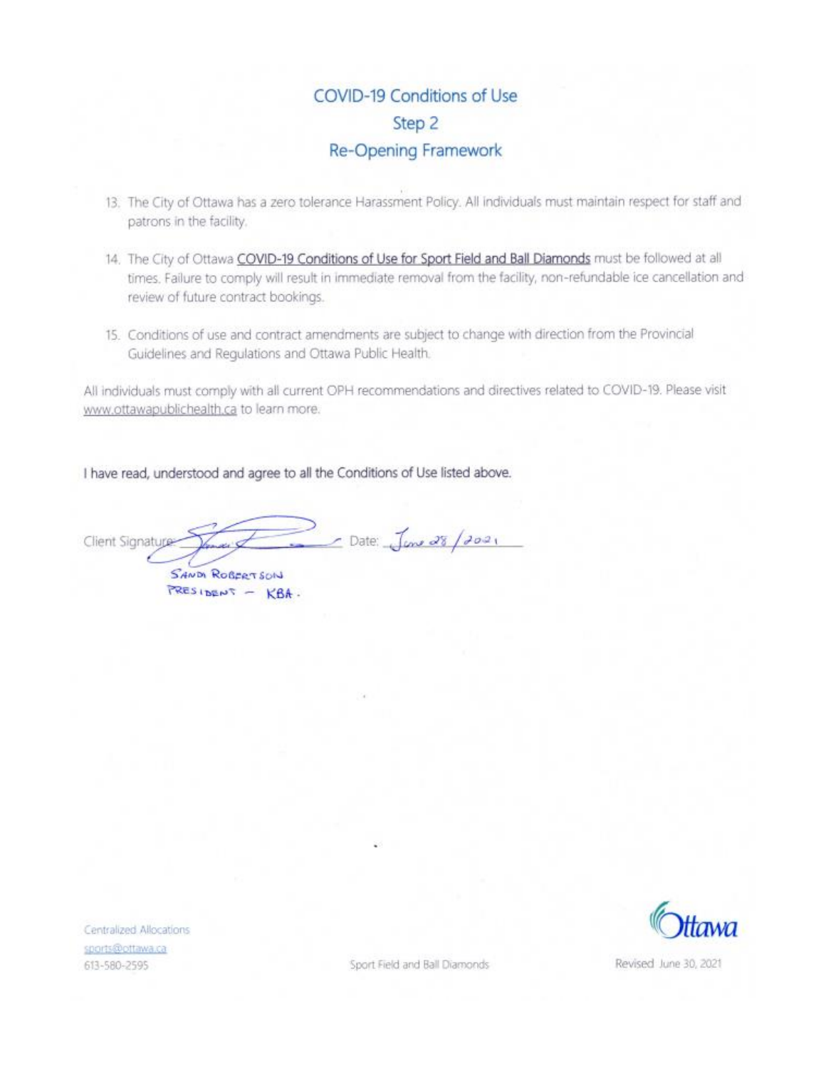# COVID-19 Conditions of Use

## Step 2

## Re-Opening Framework

13. The City of Ottawa has a zero tolerance Harassment Policy. All individuals must maintain respect for staff and patrons in the facility.

14. The City of Ottawa COVID-19 Conditions of Use for Sport Field and Ball Diamonds must be followed at all times. Failure to comply will result in immediate removal from the facility, non-refundable ice cancellation and review of future contract bookings.

15. Conditions of use and contract amendments are subject to change with direction from the Provincial Guidelines and Regulations and Ottawa Public Health.

All individuals must comply with all current OPH recommendations and directives related to COVID-19. Please visit www.ottawapublichealth.ca to learn more.

I have read, understood and agree to all the Conditions of Use listed above.

Client Signature: [signature] Date: June 28 / 2021

SANDI ROBERTSON
PRESIDENT – KBA.

Centralized Allocations
sports@ottawa.ca
613-580-2595

Sport Field and Ball Diamonds

Revised June 30, 2021